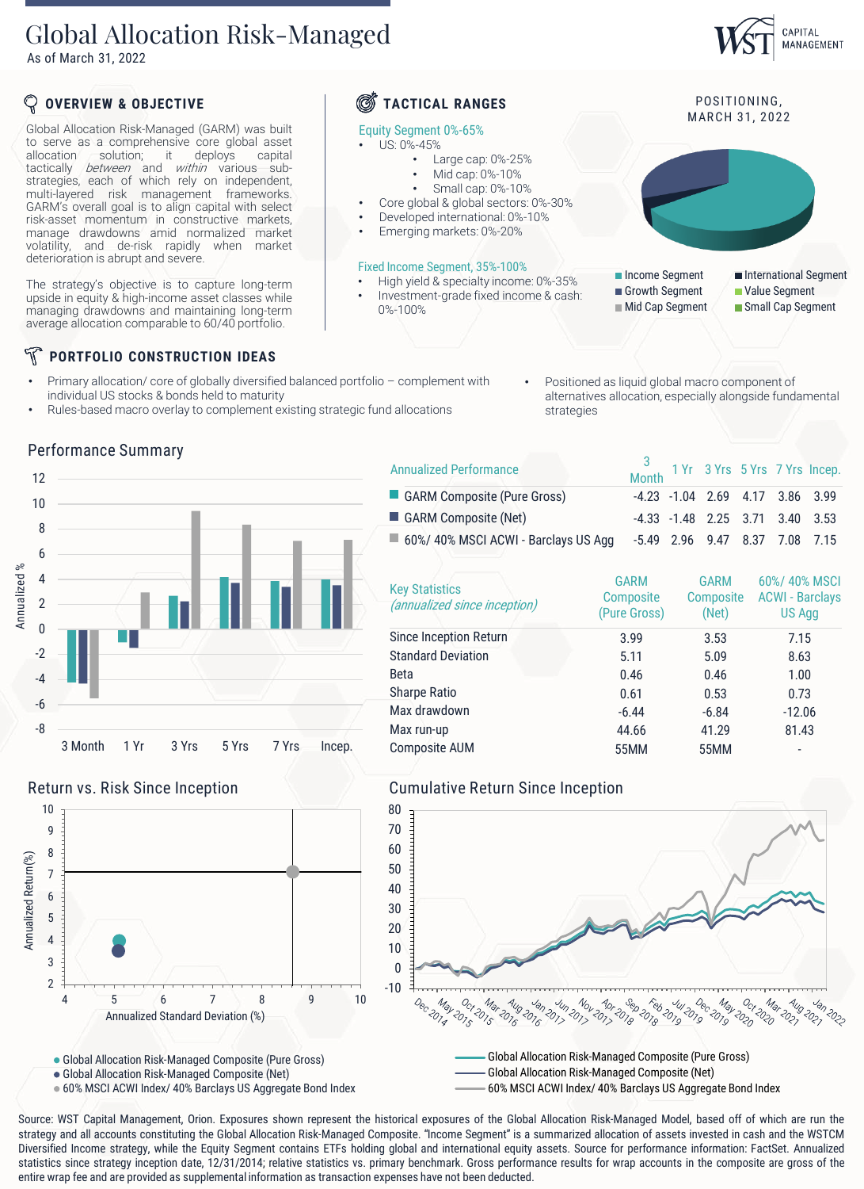# Global Allocation Risk-Managed

As of March 31, 2022

WST CAPITAL MANAGEMENT

## OVERVIEW & OBJECTIVE

Global Allocation Risk-Managed (GARM) was built to serve as a comprehensive core global asset allocation solution; it deploys capital tactically *between* and *within* various sub-strategies, each of which rely on independent, multi-layered risk management frameworks. GARM's overall goal is to align capital with select risk-asset momentum in constructive markets, manage drawdowns amid normalized market volatility, and de-risk rapidly when market deterioration is abrupt and severe.

The strategy's objective is to capture long-term upside in equity & high-income asset classes while managing drawdowns and maintaining long-term average allocation comparable to 60/40 portfolio.

## TACTICAL RANGES

Equity Segment 0%-65%

- US: 0%-45%
  - Large cap: 0%-25%
  - Mid cap: 0%-10%
  - Small cap: 0%-10%
- Core global & global sectors: 0%-30%
- Developed international: 0%-10%
- Emerging markets: 0%-20%

Fixed Income Segment, 35%-100%

- High yield & specialty income: 0%-35%
- Investment-grade fixed income & cash: 0%-100%

### POSITIONING, MARCH 31, 2022

Income Segment, International Segment, Growth Segment, Value Segment, Mid Cap Segment, Small Cap Segment

## PORTFOLIO CONSTRUCTION IDEAS

- Primary allocation/ core of globally diversified balanced portfolio – complement with individual US stocks & bonds held to maturity
- Rules-based macro overlay to complement existing strategic fund allocations
- Positioned as liquid global macro component of alternatives allocation, especially alongside fundamental strategies

## Performance Summary

| Annualized Performance | 3 Month | 1 Yr | 3 Yrs | 5 Yrs | 7 Yrs | Incep. |
|---|---|---|---|---|---|---|
| GARM Composite (Pure Gross) | -4.23 | -1.04 | 2.69 | 4.17 | 3.86 | 3.99 |
| GARM Composite (Net) | -4.33 | -1.48 | 2.25 | 3.71 | 3.40 | 3.53 |
| 60%/ 40% MSCI ACWI - Barclays US Agg | -5.49 | 2.96 | 9.47 | 8.37 | 7.08 | 7.15 |

| Key Statistics *(annualized since inception)* | GARM Composite (Pure Gross) | GARM Composite (Net) | 60%/ 40% MSCI ACWI - Barclays US Agg |
|---|---|---|---|
| Since Inception Return | 3.99 | 3.53 | 7.15 |
| Standard Deviation | 5.11 | 5.09 | 8.63 |
| Beta | 0.46 | 0.46 | 1.00 |
| Sharpe Ratio | 0.61 | 0.53 | 0.73 |
| Max drawdown | -6.44 | -6.84 | -12.06 |
| Max run-up | 44.66 | 41.29 | 81.43 |
| Composite AUM | 55MM | 55MM | - |

## Return vs. Risk Since Inception

- Global Allocation Risk-Managed Composite (Pure Gross)
- Global Allocation Risk-Managed Composite (Net)
- 60% MSCI ACWI Index/ 40% Barclays US Aggregate Bond Index

## Cumulative Return Since Inception

- Global Allocation Risk-Managed Composite (Pure Gross)
- Global Allocation Risk-Managed Composite (Net)
- 60% MSCI ACWI Index/ 40% Barclays US Aggregate Bond Index

Source: WST Capital Management, Orion. Exposures shown represent the historical exposures of the Global Allocation Risk-Managed Model, based off of which are run the strategy and all accounts constituting the Global Allocation Risk-Managed Composite. "Income Segment" is a summarized allocation of assets invested in cash and the WSTCM Diversified Income strategy, while the Equity Segment contains ETFs holding global and international equity assets. Source for performance information: FactSet. Annualized statistics since strategy inception date, 12/31/2014; relative statistics vs. primary benchmark. Gross performance results for wrap accounts in the composite are gross of the entire wrap fee and are provided as supplemental information as transaction expenses have not been deducted.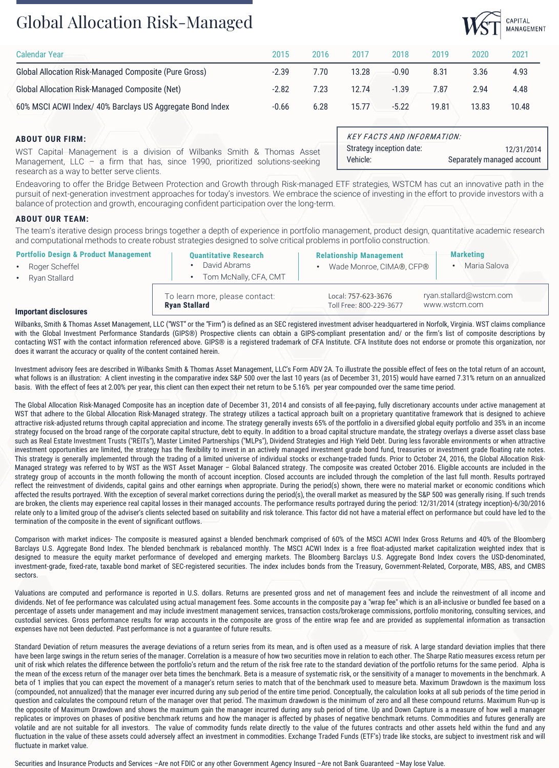# Global Allocation Risk-Managed

WST CAPITAL MANAGEMENT

| Calendar Year | 2015 | 2016 | 2017 | 2018 | 2019 | 2020 | 2021 |
|---|---|---|---|---|---|---|---|
| Global Allocation Risk-Managed Composite (Pure Gross) | -2.39 | 7.70 | 13.28 | -0.90 | 8.31 | 3.36 | 4.93 |
| Global Allocation Risk-Managed Composite (Net) | -2.82 | 7.23 | 12.74 | -1.39 | 7.87 | 2.94 | 4.48 |
| 60% MSCI ACWI Index/ 40% Barclays US Aggregate Bond Index | -0.66 | 6.28 | 15.77 | -5.22 | 19.81 | 13.83 | 10.48 |

### ABOUT OUR FIRM:

WST Capital Management is a division of Wilbanks Smith & Thomas Asset Management, LLC – a firm that has, since 1990, prioritized solutions-seeking research as a way to better serve clients.

*KEY FACTS AND INFORMATION:*

| | |
|---|---|
| Strategy inception date: | 12/31/2014 |
| Vehicle: | Separately managed account |

Endeavoring to offer the Bridge Between Protection and Growth through Risk-managed ETF strategies, WSTCM has cut an innovative path in the pursuit of next-generation investment approaches for today's investors. We embrace the science of investing in the effort to provide investors with a balance of protection and growth, encouraging confident participation over the long-term.

### ABOUT OUR TEAM:

The team's iterative design process brings together a depth of experience in portfolio management, product design, quantitative academic research and computational methods to create robust strategies designed to solve critical problems in portfolio construction.

**Portfolio Design & Product Management**
- Roger Scheffel
- Ryan Stallard

**Quantitative Research**
- David Abrams
- Tom McNally, CFA, CMT

**Relationship Management**
- Wade Monroe, CIMA®, CFP®

**Marketing**
- Maria Salova

To learn more, please contact: **Ryan Stallard**
Local: 757-623-3676
Toll Free: 800-229-3677
ryan.stallard@wstcm.com
www.wstcm.com

### Important disclosures

Wilbanks, Smith & Thomas Asset Management, LLC ("WST" or the "Firm") is defined as an SEC registered investment adviser headquartered in Norfolk, Virginia. WST claims compliance with the Global Investment Performance Standards (GIPS®) Prospective clients can obtain a GIPS-compliant presentation and/ or the firm's list of composite descriptions by contacting WST with the contact information referenced above. GIPS® is a registered trademark of CFA Institute. CFA Institute does not endorse or promote this organization, nor does it warrant the accuracy or quality of the content contained herein.

Investment advisory fees are described in Wilbanks Smith & Thomas Asset Management, LLC's Form ADV 2A. To illustrate the possible effect of fees on the total return of an account, what follows is an illustration: A client investing in the comparative index S&P 500 over the last 10 years (as of December 31, 2015) would have earned 7.31% return on an annualized basis. With the effect of fees at 2.00% per year, this client can then expect their net return to be 5.16% per year compounded over the same time period.

The Global Allocation Risk-Managed Composite has an inception date of December 31, 2014 and consists of all fee-paying, fully discretionary accounts under active management at WST that adhere to the Global Allocation Risk-Managed strategy. The strategy utilizes a tactical approach built on a proprietary quantitative framework that is designed to achieve attractive risk-adjusted returns through capital appreciation and income. The strategy generally invests 65% of the portfolio in a diversified global equity portfolio and 35% in an income strategy focused on the broad range of the corporate capital structure, debt to equity. In addition to a broad capital structure mandate, the strategy overlays a diverse asset class base such as Real Estate Investment Trusts ("REITs"), Master Limited Partnerships ("MLPs"), Dividend Strategies and High Yield Debt. During less favorable environments or when attractive investment opportunities are limited, the strategy has the flexibility to invest in an actively managed investment grade bond fund, treasuries or investment grade floating rate notes. This strategy is generally implemented through the trading of a limited universe of individual stocks or exchange-traded funds. Prior to October 24, 2016, the Global Allocation Risk-Managed strategy was referred to by WST as the WST Asset Manager – Global Balanced strategy. The composite was created October 2016. Eligible accounts are included in the strategy group of accounts in the month following the month of account inception. Closed accounts are included through the completion of the last full month. Results portrayed reflect the reinvestment of dividends, capital gains and other earnings when appropriate. During the period(s) shown, there were no material market or economic conditions which affected the results portrayed. With the exception of several market corrections during the period(s), the overall market as measured by the S&P 500 was generally rising. If such trends are broken, the clients may experience real capital losses in their managed accounts. The performance results portrayed during the period: 12/31/2014 (strategy inception)-6/30/2016 relate only to a limited group of the adviser's clients selected based on suitability and risk tolerance. This factor did not have a material effect on performance but could have led to the termination of the composite in the event of significant outflows.

Comparison with market indices- The composite is measured against a blended benchmark comprised of 60% of the MSCI ACWI Index Gross Returns and 40% of the Bloomberg Barclays U.S. Aggregate Bond Index. The blended benchmark is rebalanced monthly. The MSCI ACWI Index is a free float-adjusted market capitalization weighted index that is designed to measure the equity market performance of developed and emerging markets. The Bloomberg Barclays U.S. Aggregate Bond Index covers the USD-denominated, investment-grade, fixed-rate, taxable bond market of SEC-registered securities. The index includes bonds from the Treasury, Government-Related, Corporate, MBS, ABS, and CMBS sectors.

Valuations are computed and performance is reported in U.S. dollars. Returns are presented gross and net of management fees and include the reinvestment of all income and dividends. Net of fee performance was calculated using actual management fees. Some accounts in the composite pay a "wrap fee" which is an all-inclusive or bundled fee based on a percentage of assets under management and may include investment management services, transaction costs/brokerage commissions, portfolio monitoring, consulting services, and custodial services. Gross performance results for wrap accounts in the composite are gross of the entire wrap fee and are provided as supplemental information as transaction expenses have not been deducted. Past performance is not a guarantee of future results.

Standard Deviation of return measures the average deviations of a return series from its mean, and is often used as a measure of risk. A large standard deviation implies that there have been large swings in the return series of the manager. Correlation is a measure of how two securities move in relation to each other. The Sharpe Ratio measures excess return per unit of risk which relates the difference between the portfolio's return and the return of the risk free rate to the standard deviation of the portfolio returns for the same period. Alpha is the mean of the excess return of the manager over beta times the benchmark. Beta is a measure of systematic risk, or the sensitivity of a manager to movements in the benchmark. A beta of 1 implies that you can expect the movement of a manager's return series to match that of the benchmark used to measure beta. Maximum Drawdown is the maximum loss (compounded, not annualized) that the manager ever incurred during any sub period of the entire time period. Conceptually, the calculation looks at all sub periods of the time period in question and calculates the compound return of the manager over that period. The maximum drawdown is the minimum of zero and all these compound returns. Maximum Run-up is the opposite of Maximum Drawdown and shows the maximum gain the manager incurred during any sub period of time. Up and Down Capture is a measure of how well a manager replicates or improves on phases of positive benchmark returns and how the manager is affected by phases of negative benchmark returns. Commodities and futures generally are volatile and are not suitable for all investors. The value of commodity funds relate directly to the value of the futures contracts and other assets held within the fund and any fluctuation in the value of these assets could adversely affect an investment in commodities. Exchange Traded Funds (ETF's) trade like stocks, are subject to investment risk and will fluctuate in market value.

Securities and Insurance Products and Services –Are not FDIC or any other Government Agency Insured –Are not Bank Guaranteed –May lose Value.